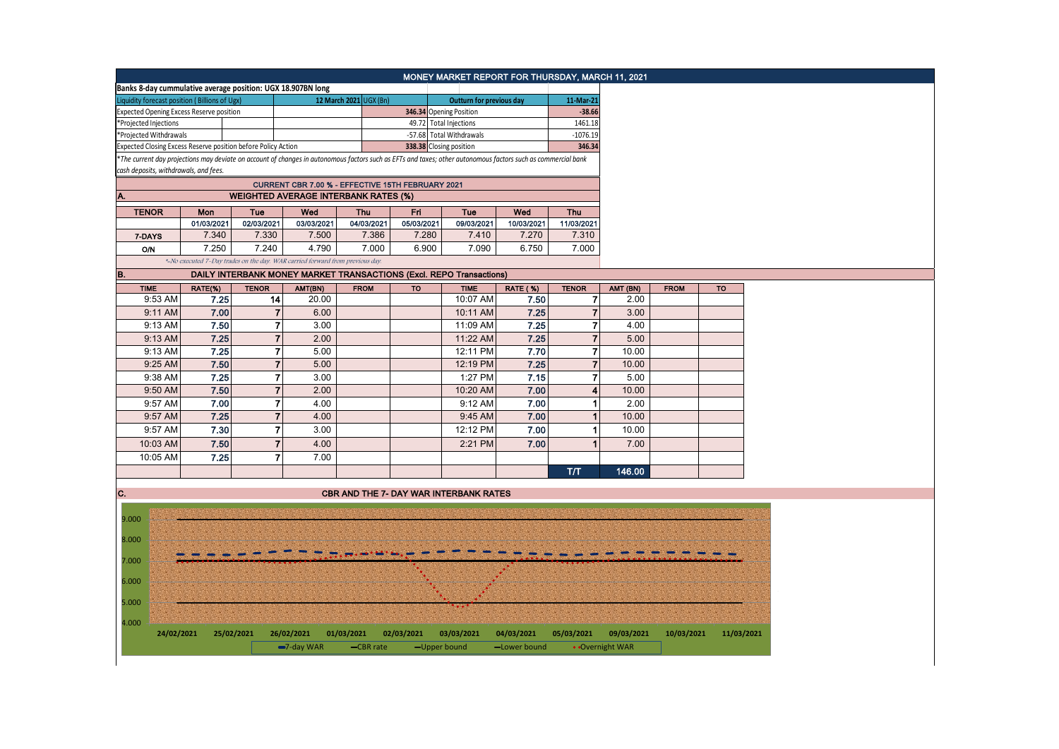# MONEY MARKET REPORT FOR THURSDAY, MARCH 11, 2021

**Banks 8-day cummulative average position: UGX 18.907BN long**

| Liquidity forecast position ( Billions of Ugx) | 12 March 2021 UGX (Bn) | Outturn for previous day | 11-Mar-21 |
|---|---|---|---|
| Expected Opening Excess Reserve position | 346.34 | Opening Position | -38.66 |
| *Projected Injections | 49.72 | Total Injections | 1461.18 |
| *Projected Withdrawals | -57.68 | Total Withdrawals | -1076.19 |
| Expected Closing Excess Reserve position before Policy Action | 338.38 | Closing position | 346.34 |

*The current day projections may deviate on account of changes in autonomous factors such as EFTs and taxes; other autonomous factors such as commercial bank cash deposits, withdrawals, and fees.*

**CURRENT CBR 7.00 % - EFFECTIVE 15TH FEBRUARY 2021**

## A. WEIGHTED AVERAGE INTERBANK RATES (%)

| TENOR | Mon | Tue | Wed | Thu | Fri | Tue | Wed | Thu |
|---|---|---|---|---|---|---|---|---|
| | 01/03/2021 | 02/03/2021 | 03/03/2021 | 04/03/2021 | 05/03/2021 | 09/03/2021 | 10/03/2021 | 11/03/2021 |
| 7-DAYS | 7.340 | 7.330 | 7.500 | 7.386 | 7.280 | 7.410 | 7.270 | 7.310 |
| O/N | 7.250 | 7.240 | 4.790 | 7.000 | 6.900 | 7.090 | 6.750 | 7.000 |

*-No executed 7-Day trades on the day. WAR carried forward from previous day.*

## B. DAILY INTERBANK MONEY MARKET TRANSACTIONS (Excl. REPO Transactions)

| TIME | RATE(%) | TENOR | AMT(BN) | FROM | TO | TIME | RATE ( %) | TENOR | AMT (BN) | FROM | TO |
|---|---|---|---|---|---|---|---|---|---|---|---|
| 9:53 AM | 7.25 | 14 | 20.00 | | | 10:07 AM | 7.50 | 7 | 2.00 | | |
| 9:11 AM | 7.00 | 7 | 6.00 | | | 10:11 AM | 7.25 | 7 | 3.00 | | |
| 9:13 AM | 7.50 | 7 | 3.00 | | | 11:09 AM | 7.25 | 7 | 4.00 | | |
| 9:13 AM | 7.25 | 7 | 2.00 | | | 11:22 AM | 7.25 | 7 | 5.00 | | |
| 9:13 AM | 7.25 | 7 | 5.00 | | | 12:11 PM | 7.70 | 7 | 10.00 | | |
| 9:25 AM | 7.50 | 7 | 5.00 | | | 12:19 PM | 7.25 | 7 | 10.00 | | |
| 9:38 AM | 7.25 | 7 | 3.00 | | | 1:27 PM | 7.15 | 7 | 5.00 | | |
| 9:50 AM | 7.50 | 7 | 2.00 | | | 10:20 AM | 7.00 | 4 | 10.00 | | |
| 9:57 AM | 7.00 | 7 | 4.00 | | | 9:12 AM | 7.00 | 1 | 2.00 | | |
| 9:57 AM | 7.25 | 7 | 4.00 | | | 9:45 AM | 7.00 | 1 | 10.00 | | |
| 9:57 AM | 7.30 | 7 | 3.00 | | | 12:12 PM | 7.00 | 1 | 10.00 | | |
| 10:03 AM | 7.50 | 7 | 4.00 | | | 2:21 PM | 7.00 | 1 | 7.00 | | |
| 10:05 AM | 7.25 | 7 | 7.00 | | | | | | | | |
| | | | | | | | | T/T | 146.00 | | |

## C. CBR AND THE 7- DAY WAR INTERBANK RATES

Legend: 7-day WAR, CBR rate, Upper bound, Lower bound, Overnight WAR

Dates: 24/02/2021, 25/02/2021, 26/02/2021, 01/03/2021, 02/03/2021, 03/03/2021, 04/03/2021, 05/03/2021, 09/03/2021, 10/03/2021, 11/03/2021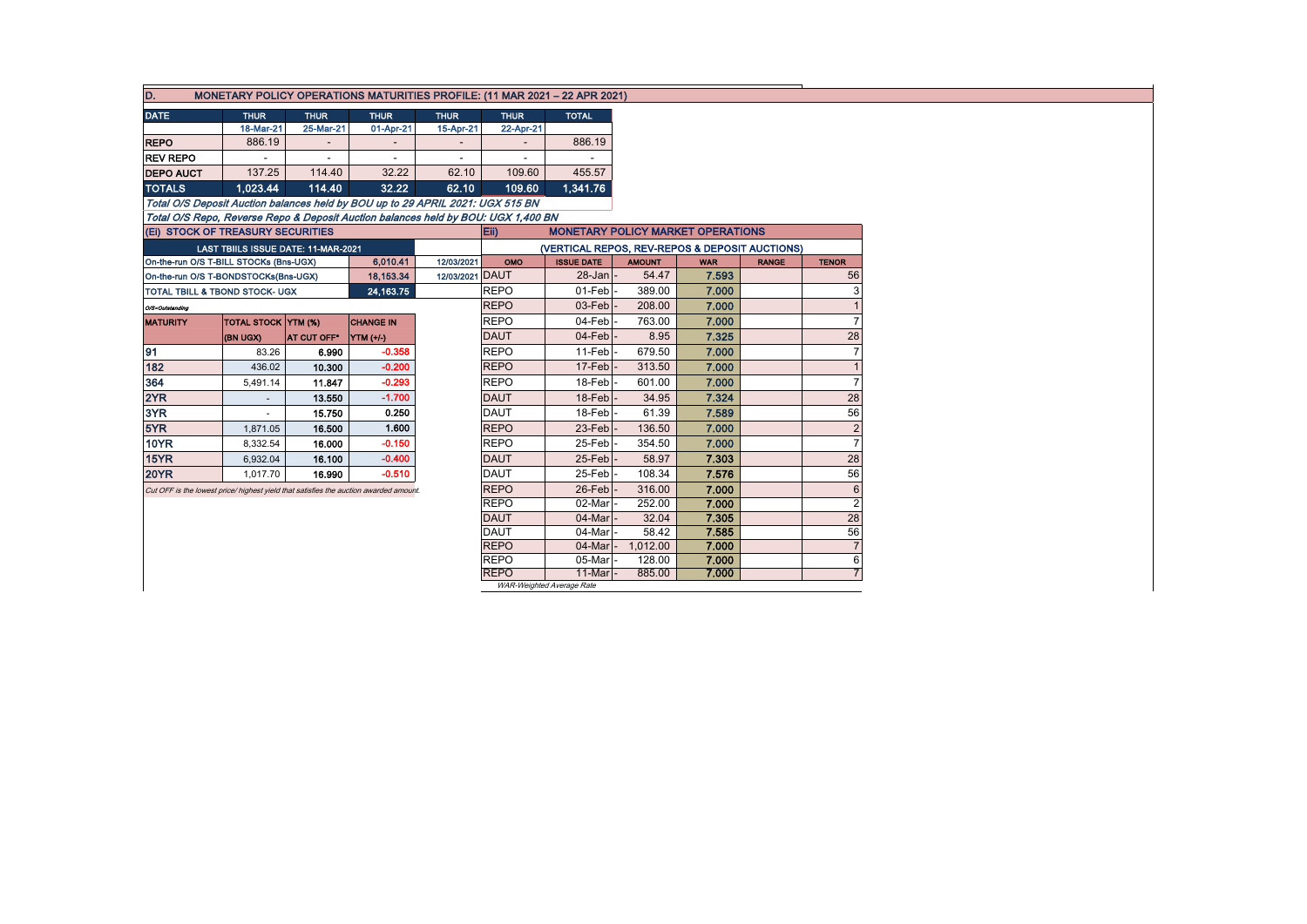## D. MONETARY POLICY OPERATIONS MATURITIES PROFILE: (11 MAR 2021 – 22 APR 2021)

| DATE | THUR | THUR | THUR | THUR | THUR | TOTAL |
|---|---|---|---|---|---|---|
| | 18-Mar-21 | 25-Mar-21 | 01-Apr-21 | 15-Apr-21 | 22-Apr-21 | |
| REPO | 886.19 | - | - | - | - | 886.19 |
| REV REPO | - | - | - | - | - | - |
| DEPO AUCT | 137.25 | 114.40 | 32.22 | 62.10 | 109.60 | 455.57 |
| TOTALS | 1,023.44 | 114.40 | 32.22 | 62.10 | 109.60 | 1,341.76 |

*Total O/S Deposit Auction balances held by BOU up to 29 APRIL 2021: UGX 515 BN*

*Total O/S Repo, Reverse Repo & Deposit Auction balances held by BOU: UGX 1,400 BN*

### (Ei) STOCK OF TREASURY SECURITIES

| LAST TBIILS ISSUE DATE: 11-MAR-2021 | | |
|---|---|---|
| On-the-run O/S T-BILL STOCKs (Bns-UGX) | 6,010.41 | 12/03/2021 |
| On-the-run O/S T-BONDSTOCKs(Bns-UGX) | 18,153.34 | 12/03/2021 |
| TOTAL TBILL & TBOND STOCK- UGX | 24,163.75 | |

*O/S=Outstanding*

| MATURITY | TOTAL STOCK (BN UGX) | YTM (%) AT CUT OFF* | CHANGE IN YTM (+/-) |
|---|---|---|---|
| 91 | 83.26 | 6.990 | -0.358 |
| 182 | 436.02 | 10.300 | -0.200 |
| 364 | 5,491.14 | 11.847 | -0.293 |
| 2YR | - | 13.550 | -1.700 |
| 3YR | - | 15.750 | 0.250 |
| 5YR | 1,871.05 | 16.500 | 1.600 |
| 10YR | 8,332.54 | 16.000 | -0.150 |
| 15YR | 6,932.04 | 16.100 | -0.400 |
| 20YR | 1,017.70 | 16.990 | -0.510 |

*Cut OFF is the lowest price/ highest yield that satisfies the auction awarded amount.*

### Eii) MONETARY POLICY MARKET OPERATIONS

(VERTICAL REPOS, REV-REPOS & DEPOSIT AUCTIONS)

| OMO | ISSUE DATE | AMOUNT | WAR | RANGE | TENOR |
|---|---|---|---|---|---|
| DAUT | 28-Jan | 54.47 | 7.593 | | 56 |
| REPO | 01-Feb | 389.00 | 7.000 | | 3 |
| REPO | 03-Feb | 208.00 | 7.000 | | 1 |
| REPO | 04-Feb | 763.00 | 7.000 | | 7 |
| DAUT | 04-Feb | 8.95 | 7.325 | | 28 |
| REPO | 11-Feb | 679.50 | 7.000 | | 7 |
| REPO | 17-Feb | 313.50 | 7.000 | | 1 |
| REPO | 18-Feb | 601.00 | 7.000 | | 7 |
| DAUT | 18-Feb | 34.95 | 7.324 | | 28 |
| DAUT | 18-Feb | 61.39 | 7.589 | | 56 |
| REPO | 23-Feb | 136.50 | 7.000 | | 2 |
| REPO | 25-Feb | 354.50 | 7.000 | | 7 |
| DAUT | 25-Feb | 58.97 | 7.303 | | 28 |
| DAUT | 25-Feb | 108.34 | 7.576 | | 56 |
| REPO | 26-Feb | 316.00 | 7.000 | | 6 |
| REPO | 02-Mar | 252.00 | 7.000 | | 2 |
| DAUT | 04-Mar | 32.04 | 7.305 | | 28 |
| DAUT | 04-Mar | 58.42 | 7.585 | | 56 |
| REPO | 04-Mar | 1,012.00 | 7.000 | | 7 |
| REPO | 05-Mar | 128.00 | 7.000 | | 6 |
| REPO | 11-Mar | 885.00 | 7.000 | | 7 |

*WAR-Weighted Average Rate*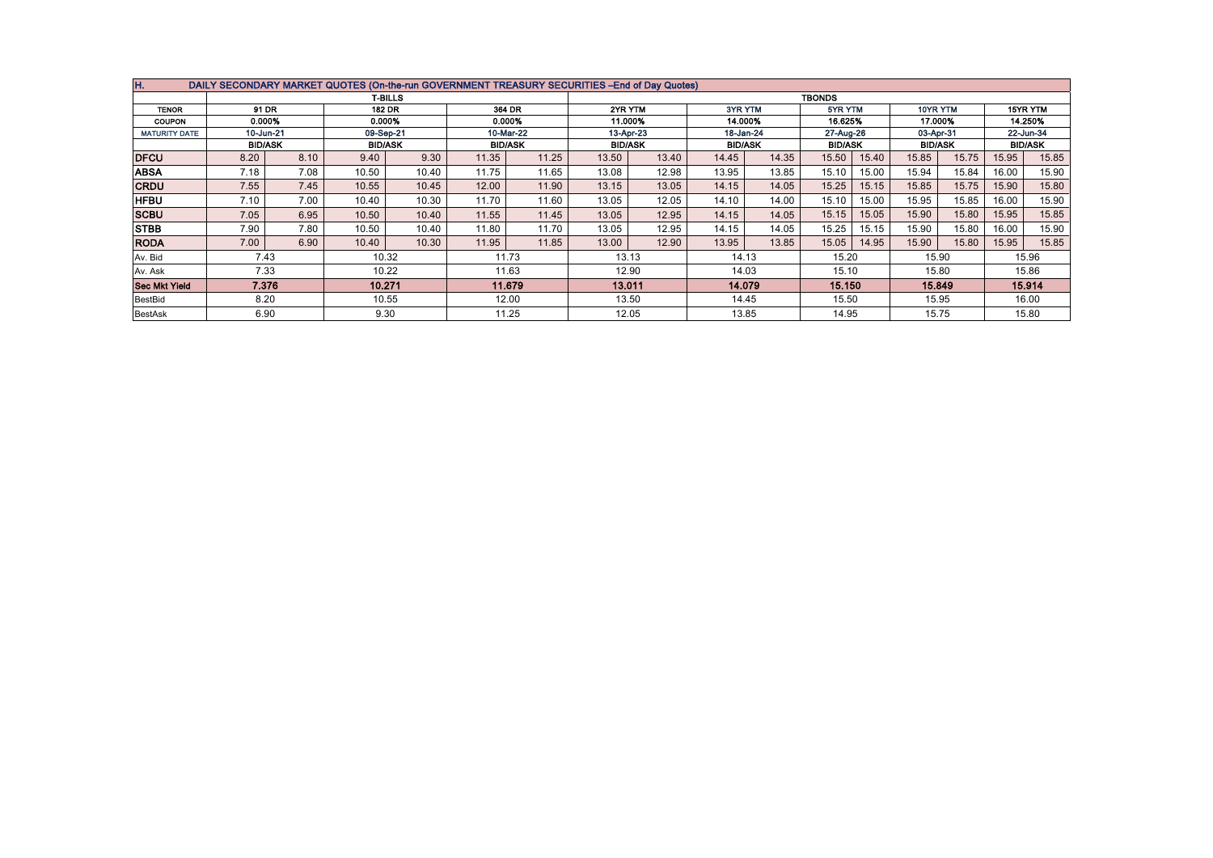| H. | DAILY SECONDARY MARKET QUOTES (On-the-run GOVERNMENT TREASURY SECURITIES –End of Day Quotes) | | | | | | | | | | | | | | | |
|---|---|---|---|---|---|---|---|---|---|---|---|---|---|---|---|---|
| | T-BILLS | | | | | | TBONDS | | | | | | | | | |
| TENOR | 91 DR | | 182 DR | | 364 DR | | 2YR YTM | | 3YR YTM | | 5YR YTM | | 10YR YTM | | 15YR YTM | |
| COUPON | 0.000% | | 0.000% | | 0.000% | | 11.000% | | 14.000% | | 16.625% | | 17.000% | | 14.250% | |
| MATURITY DATE | 10-Jun-21 | | 09-Sep-21 | | 10-Mar-22 | | 13-Apr-23 | | 18-Jan-24 | | 27-Aug-26 | | 03-Apr-31 | | 22-Jun-34 | |
| | BID/ASK | | BID/ASK | | BID/ASK | | BID/ASK | | BID/ASK | | BID/ASK | | BID/ASK | | BID/ASK | |
| DFCU | 8.20 | 8.10 | 9.40 | 9.30 | 11.35 | 11.25 | 13.50 | 13.40 | 14.45 | 14.35 | 15.50 | 15.40 | 15.85 | 15.75 | 15.95 | 15.85 |
| ABSA | 7.18 | 7.08 | 10.50 | 10.40 | 11.75 | 11.65 | 13.08 | 12.98 | 13.95 | 13.85 | 15.10 | 15.00 | 15.94 | 15.84 | 16.00 | 15.90 |
| CRDU | 7.55 | 7.45 | 10.55 | 10.45 | 12.00 | 11.90 | 13.15 | 13.05 | 14.15 | 14.05 | 15.25 | 15.15 | 15.85 | 15.75 | 15.90 | 15.80 |
| HFBU | 7.10 | 7.00 | 10.40 | 10.30 | 11.70 | 11.60 | 13.05 | 12.05 | 14.10 | 14.00 | 15.10 | 15.00 | 15.95 | 15.85 | 16.00 | 15.90 |
| SCBU | 7.05 | 6.95 | 10.50 | 10.40 | 11.55 | 11.45 | 13.05 | 12.95 | 14.15 | 14.05 | 15.15 | 15.05 | 15.90 | 15.80 | 15.95 | 15.85 |
| STBB | 7.90 | 7.80 | 10.50 | 10.40 | 11.80 | 11.70 | 13.05 | 12.95 | 14.15 | 14.05 | 15.25 | 15.15 | 15.90 | 15.80 | 16.00 | 15.90 |
| RODA | 7.00 | 6.90 | 10.40 | 10.30 | 11.95 | 11.85 | 13.00 | 12.90 | 13.95 | 13.85 | 15.05 | 14.95 | 15.90 | 15.80 | 15.95 | 15.85 |
| Av. Bid | 7.43 | | 10.32 | | 11.73 | | 13.13 | | 14.13 | | 15.20 | | 15.90 | | 15.96 | |
| Av. Ask | 7.33 | | 10.22 | | 11.63 | | 12.90 | | 14.03 | | 15.10 | | 15.80 | | 15.86 | |
| Sec Mkt Yield | 7.376 | | 10.271 | | 11.679 | | 13.011 | | 14.079 | | 15.150 | | 15.849 | | 15.914 | |
| BestBid | 8.20 | | 10.55 | | 12.00 | | 13.50 | | 14.45 | | 15.50 | | 15.95 | | 16.00 | |
| BestAsk | 6.90 | | 9.30 | | 11.25 | | 12.05 | | 13.85 | | 14.95 | | 15.75 | | 15.80 | |